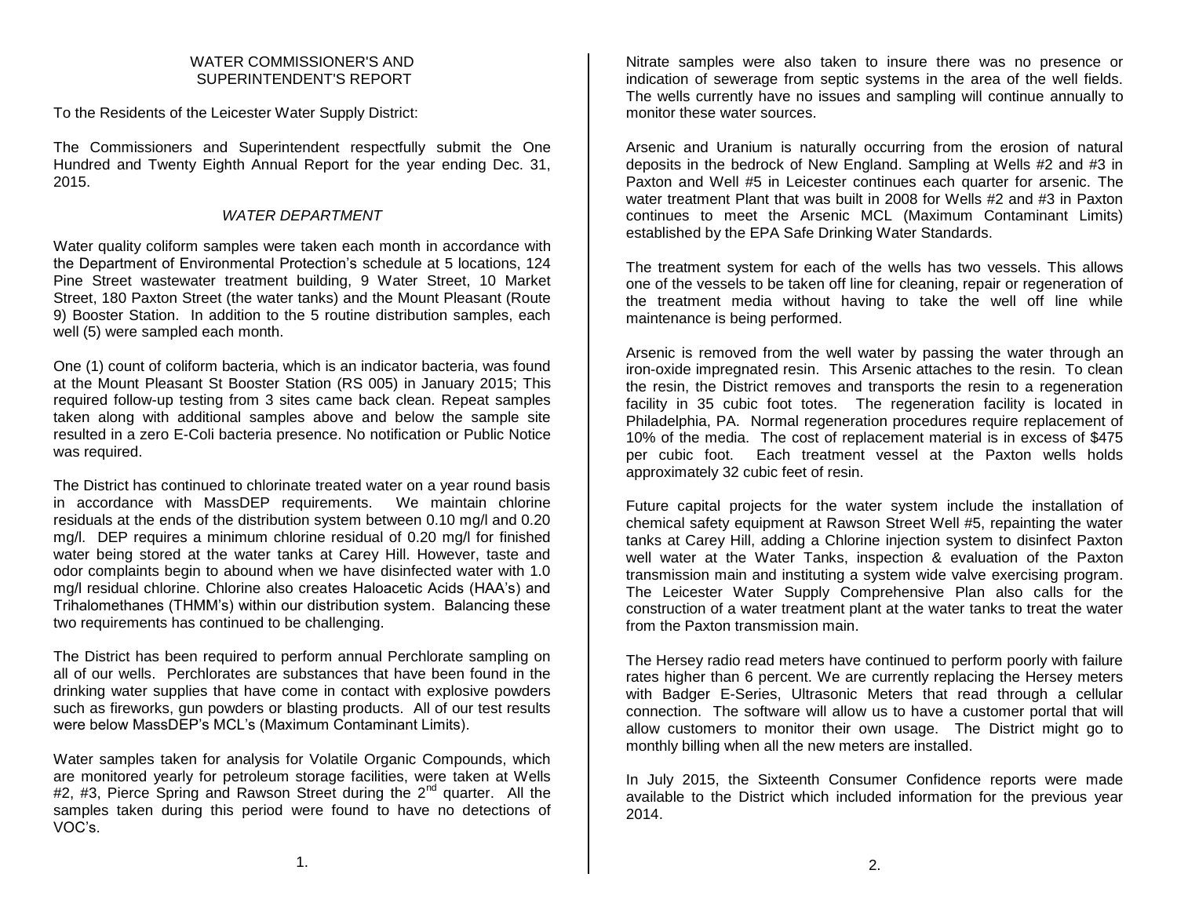# WATER COMMISSIONER'S AND SUPERINTENDENT'S REPORT

To the Residents of the Leicester Water Supply District:

The Commissioners and Superintendent respectfully submit the One Hundred and Twenty Eighth Annual Report for the year ending Dec. 31, 2015.

## *WATER DEPARTMENT*

Water quality coliform samples were taken each month in accordance with the Department of Environmental Protection's schedule at 5 locations, 124 Pine Street wastewater treatment building, 9 Water Street, 10 Market Street, 180 Paxton Street (the water tanks) and the Mount Pleasant (Route 9) Booster Station. In addition to the 5 routine distribution samples, each well (5) were sampled each month.

One (1) count of coliform bacteria, which is an indicator bacteria, was found at the Mount Pleasant St Booster Station (RS 005) in January 2015; This required follow-up testing from 3 sites came back clean. Repeat samples taken along with additional samples above and below the sample site resulted in a zero E-Coli bacteria presence. No notification or Public Notice was required.

The District has continued to chlorinate treated water on a year round basis in accordance with MassDEP requirements. We maintain chlorine residuals at the ends of the distribution system between 0.10 mg/l and 0.20 mg/l. DEP requires a minimum chlorine residual of 0.20 mg/l for finished water being stored at the water tanks at Carey Hill. However, taste and odor complaints begin to abound when we have disinfected water with 1.0 mg/l residual chlorine. Chlorine also creates Haloacetic Acids (HAA's) and Trihalomethanes (THMM's) within our distribution system. Balancing these two requirements has continued to be challenging.

The District has been required to perform annual Perchlorate sampling on all of our wells. Perchlorates are substances that have been found in the drinking water supplies that have come in contact with explosive powders such as fireworks, gun powders or blasting products. All of our test results were below MassDEP's MCL's (Maximum Contaminant Limits).

Water samples taken for analysis for Volatile Organic Compounds, which are monitored yearly for petroleum storage facilities, were taken at Wells #2, #3, Pierce Spring and Rawson Street during the 2nd quarter. All the samples taken during this period were found to have no detections of VOC's.

Nitrate samples were also taken to insure there was no presence or indication of sewerage from septic systems in the area of the well fields. The wells currently have no issues and sampling will continue annually to monitor these water sources.

Arsenic and Uranium is naturally occurring from the erosion of natural deposits in the bedrock of New England. Sampling at Wells #2 and #3 in Paxton and Well #5 in Leicester continues each quarter for arsenic. The water treatment Plant that was built in 2008 for Wells #2 and #3 in Paxton continues to meet the Arsenic MCL (Maximum Contaminant Limits) established by the EPA Safe Drinking Water Standards.

The treatment system for each of the wells has two vessels. This allows one of the vessels to be taken off line for cleaning, repair or regeneration of the treatment media without having to take the well off line while maintenance is being performed.

Arsenic is removed from the well water by passing the water through an iron-oxide impregnated resin. This Arsenic attaches to the resin. To clean the resin, the District removes and transports the resin to a regeneration facility in 35 cubic foot totes. The regeneration facility is located in Philadelphia, PA. Normal regeneration procedures require replacement of 10% of the media. The cost of replacement material is in excess of $475 per cubic foot. Each treatment vessel at the Paxton wells holds approximately 32 cubic feet of resin.

Future capital projects for the water system include the installation of chemical safety equipment at Rawson Street Well #5, repainting the water tanks at Carey Hill, adding a Chlorine injection system to disinfect Paxton well water at the Water Tanks, inspection & evaluation of the Paxton transmission main and instituting a system wide valve exercising program. The Leicester Water Supply Comprehensive Plan also calls for the construction of a water treatment plant at the water tanks to treat the water from the Paxton transmission main.

The Hersey radio read meters have continued to perform poorly with failure rates higher than 6 percent. We are currently replacing the Hersey meters with Badger E-Series, Ultrasonic Meters that read through a cellular connection. The software will allow us to have a customer portal that will allow customers to monitor their own usage. The District might go to monthly billing when all the new meters are installed.

In July 2015, the Sixteenth Consumer Confidence reports were made available to the District which included information for the previous year 2014.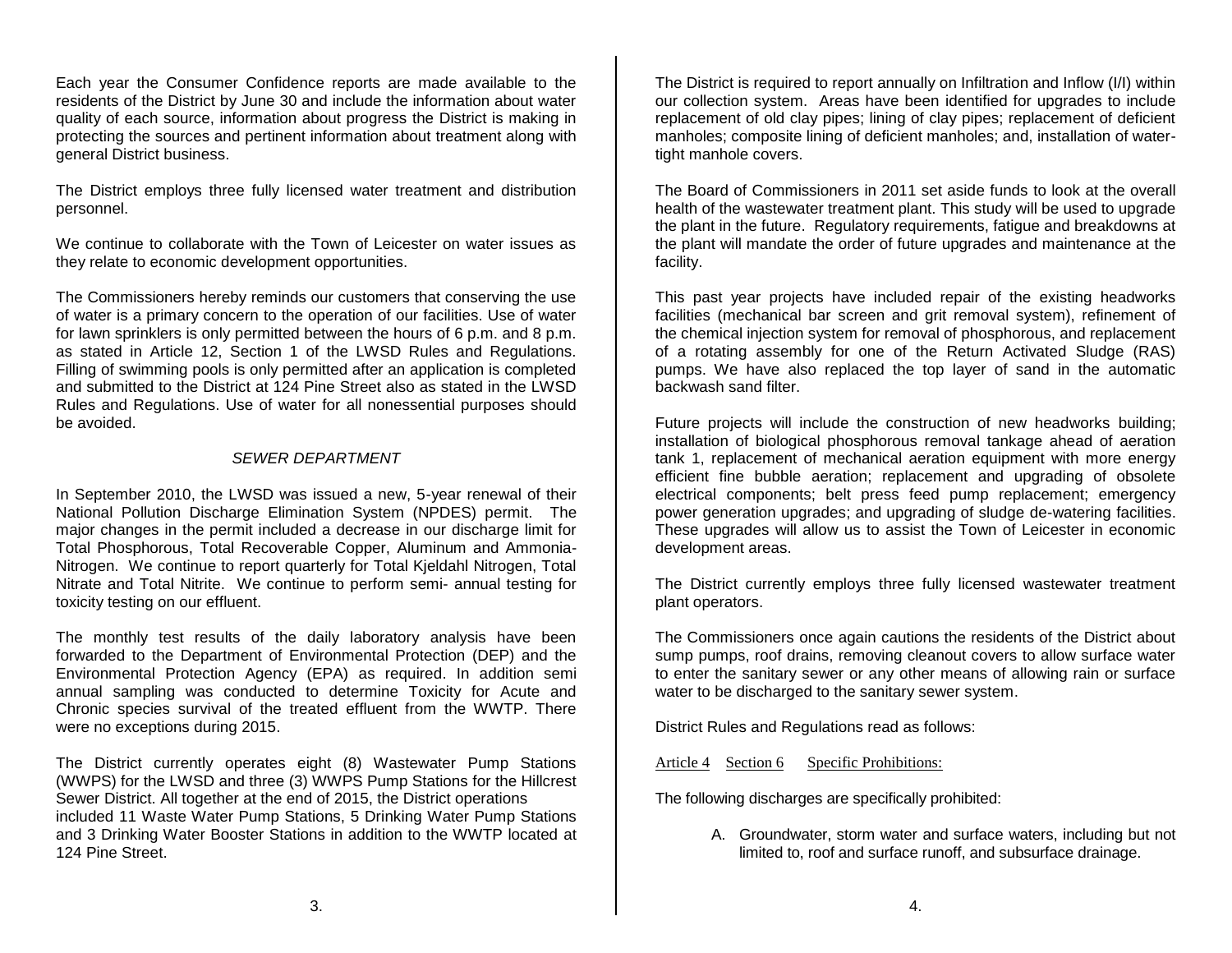Each year the Consumer Confidence reports are made available to the residents of the District by June 30 and include the information about water quality of each source, information about progress the District is making in protecting the sources and pertinent information about treatment along with general District business.

The District employs three fully licensed water treatment and distribution personnel.

We continue to collaborate with the Town of Leicester on water issues as they relate to economic development opportunities.

The Commissioners hereby reminds our customers that conserving the use of water is a primary concern to the operation of our facilities. Use of water for lawn sprinklers is only permitted between the hours of 6 p.m. and 8 p.m. as stated in Article 12, Section 1 of the LWSD Rules and Regulations. Filling of swimming pools is only permitted after an application is completed and submitted to the District at 124 Pine Street also as stated in the LWSD Rules and Regulations. Use of water for all nonessential purposes should be avoided.

## *SEWER DEPARTMENT*

In September 2010, the LWSD was issued a new, 5-year renewal of their National Pollution Discharge Elimination System (NPDES) permit. The major changes in the permit included a decrease in our discharge limit for Total Phosphorous, Total Recoverable Copper, Aluminum and Ammonia-Nitrogen. We continue to report quarterly for Total Kjeldahl Nitrogen, Total Nitrate and Total Nitrite. We continue to perform semi- annual testing for toxicity testing on our effluent.

The monthly test results of the daily laboratory analysis have been forwarded to the Department of Environmental Protection (DEP) and the Environmental Protection Agency (EPA) as required. In addition semi annual sampling was conducted to determine Toxicity for Acute and Chronic species survival of the treated effluent from the WWTP. There were no exceptions during 2015.

The District currently operates eight (8) Wastewater Pump Stations (WWPS) for the LWSD and three (3) WWPS Pump Stations for the Hillcrest Sewer District. All together at the end of 2015, the District operations included 11 Waste Water Pump Stations, 5 Drinking Water Pump Stations and 3 Drinking Water Booster Stations in addition to the WWTP located at 124 Pine Street.

The District is required to report annually on Infiltration and Inflow (I/I) within our collection system. Areas have been identified for upgrades to include replacement of old clay pipes; lining of clay pipes; replacement of deficient manholes; composite lining of deficient manholes; and, installation of water-tight manhole covers.

The Board of Commissioners in 2011 set aside funds to look at the overall health of the wastewater treatment plant. This study will be used to upgrade the plant in the future. Regulatory requirements, fatigue and breakdowns at the plant will mandate the order of future upgrades and maintenance at the facility.

This past year projects have included repair of the existing headworks facilities (mechanical bar screen and grit removal system), refinement of the chemical injection system for removal of phosphorous, and replacement of a rotating assembly for one of the Return Activated Sludge (RAS) pumps. We have also replaced the top layer of sand in the automatic backwash sand filter.

Future projects will include the construction of new headworks building; installation of biological phosphorous removal tankage ahead of aeration tank 1, replacement of mechanical aeration equipment with more energy efficient fine bubble aeration; replacement and upgrading of obsolete electrical components; belt press feed pump replacement; emergency power generation upgrades; and upgrading of sludge de-watering facilities. These upgrades will allow us to assist the Town of Leicester in economic development areas.

The District currently employs three fully licensed wastewater treatment plant operators.

The Commissioners once again cautions the residents of the District about sump pumps, roof drains, removing cleanout covers to allow surface water to enter the sanitary sewer or any other means of allowing rain or surface water to be discharged to the sanitary sewer system.

District Rules and Regulations read as follows:

Article 4 Section 6 Specific Prohibitions:

The following discharges are specifically prohibited:

A. Groundwater, storm water and surface waters, including but not limited to, roof and surface runoff, and subsurface drainage.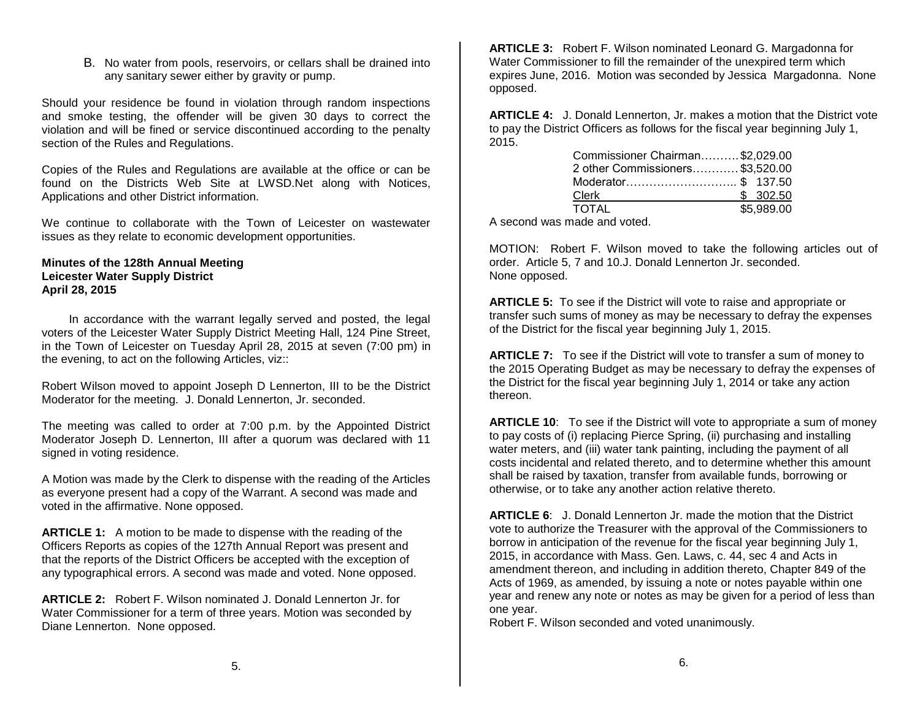B. No water from pools, reservoirs, or cellars shall be drained into any sanitary sewer either by gravity or pump.

Should your residence be found in violation through random inspections and smoke testing, the offender will be given 30 days to correct the violation and will be fined or service discontinued according to the penalty section of the Rules and Regulations.

Copies of the Rules and Regulations are available at the office or can be found on the Districts Web Site at LWSD.Net along with Notices, Applications and other District information.

We continue to collaborate with the Town of Leicester on wastewater issues as they relate to economic development opportunities.

**Minutes of the 128th Annual Meeting**
**Leicester Water Supply District**
**April 28, 2015**

In accordance with the warrant legally served and posted, the legal voters of the Leicester Water Supply District Meeting Hall, 124 Pine Street, in the Town of Leicester on Tuesday April 28, 2015 at seven (7:00 pm) in the evening, to act on the following Articles, viz::

Robert Wilson moved to appoint Joseph D Lennerton, III to be the District Moderator for the meeting. J. Donald Lennerton, Jr. seconded.

The meeting was called to order at 7:00 p.m. by the Appointed District Moderator Joseph D. Lennerton, III after a quorum was declared with 11 signed in voting residence.

A Motion was made by the Clerk to dispense with the reading of the Articles as everyone present had a copy of the Warrant. A second was made and voted in the affirmative. None opposed.

**ARTICLE 1:** A motion to be made to dispense with the reading of the Officers Reports as copies of the 127th Annual Report was present and that the reports of the District Officers be accepted with the exception of any typographical errors. A second was made and voted. None opposed.

**ARTICLE 2:** Robert F. Wilson nominated J. Donald Lennerton Jr. for Water Commissioner for a term of three years. Motion was seconded by Diane Lennerton. None opposed.

**ARTICLE 3:** Robert F. Wilson nominated Leonard G. Margadonna for Water Commissioner to fill the remainder of the unexpired term which expires June, 2016. Motion was seconded by Jessica Margadonna. None opposed.

**ARTICLE 4:** J. Donald Lennerton, Jr. makes a motion that the District vote to pay the District Officers as follows for the fiscal year beginning July 1, 2015.

| | |
|---|---|
| Commissioner Chairman………. | $2,029.00 |
| 2 other Commissioners………… | $3,520.00 |
| Moderator……………………….. | $ 137.50 |
| Clerk | $ 302.50 |
| TOTAL | $5,989.00 |

A second was made and voted.

MOTION: Robert F. Wilson moved to take the following articles out of order. Article 5, 7 and 10.J. Donald Lennerton Jr. seconded. None opposed.

**ARTICLE 5:** To see if the District will vote to raise and appropriate or transfer such sums of money as may be necessary to defray the expenses of the District for the fiscal year beginning July 1, 2015.

**ARTICLE 7:** To see if the District will vote to transfer a sum of money to the 2015 Operating Budget as may be necessary to defray the expenses of the District for the fiscal year beginning July 1, 2014 or take any action thereon.

**ARTICLE 10**: To see if the District will vote to appropriate a sum of money to pay costs of (i) replacing Pierce Spring, (ii) purchasing and installing water meters, and (iii) water tank painting, including the payment of all costs incidental and related thereto, and to determine whether this amount shall be raised by taxation, transfer from available funds, borrowing or otherwise, or to take any another action relative thereto.

**ARTICLE 6**: J. Donald Lennerton Jr. made the motion that the District vote to authorize the Treasurer with the approval of the Commissioners to borrow in anticipation of the revenue for the fiscal year beginning July 1, 2015, in accordance with Mass. Gen. Laws, c. 44, sec 4 and Acts in amendment thereon, and including in addition thereto, Chapter 849 of the Acts of 1969, as amended, by issuing a note or notes payable within one year and renew any note or notes as may be given for a period of less than one year.
Robert F. Wilson seconded and voted unanimously.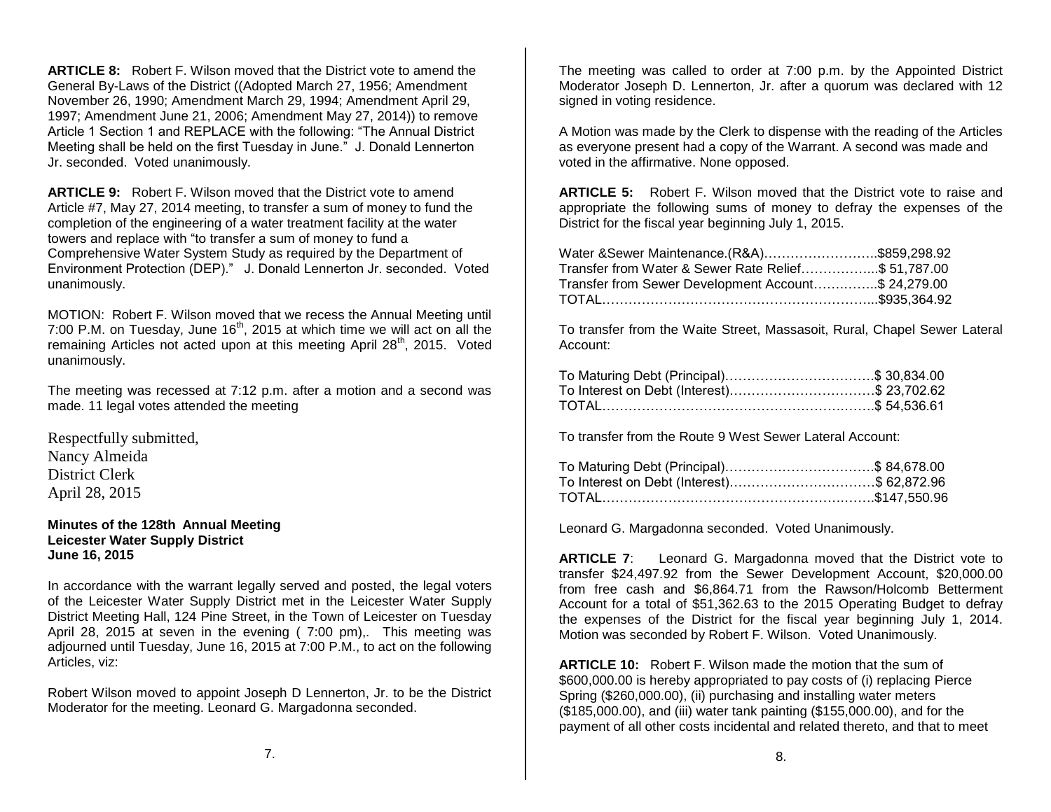**ARTICLE 8:** Robert F. Wilson moved that the District vote to amend the General By-Laws of the District ((Adopted March 27, 1956; Amendment November 26, 1990; Amendment March 29, 1994; Amendment April 29, 1997; Amendment June 21, 2006; Amendment May 27, 2014)) to remove Article 1 Section 1 and REPLACE with the following: "The Annual District Meeting shall be held on the first Tuesday in June." J. Donald Lennerton Jr. seconded. Voted unanimously.

**ARTICLE 9:** Robert F. Wilson moved that the District vote to amend Article #7, May 27, 2014 meeting, to transfer a sum of money to fund the completion of the engineering of a water treatment facility at the water towers and replace with "to transfer a sum of money to fund a Comprehensive Water System Study as required by the Department of Environment Protection (DEP)." J. Donald Lennerton Jr. seconded. Voted unanimously.

MOTION: Robert F. Wilson moved that we recess the Annual Meeting until 7:00 P.M. on Tuesday, June 16th, 2015 at which time we will act on all the remaining Articles not acted upon at this meeting April 28th, 2015. Voted unanimously.

The meeting was recessed at 7:12 p.m. after a motion and a second was made. 11 legal votes attended the meeting

Respectfully submitted,
Nancy Almeida
District Clerk
April 28, 2015

**Minutes of the 128th Annual Meeting**
**Leicester Water Supply District**
**June 16, 2015**

In accordance with the warrant legally served and posted, the legal voters of the Leicester Water Supply District met in the Leicester Water Supply District Meeting Hall, 124 Pine Street, in the Town of Leicester on Tuesday April 28, 2015 at seven in the evening ( 7:00 pm),. This meeting was adjourned until Tuesday, June 16, 2015 at 7:00 P.M., to act on the following Articles, viz:

Robert Wilson moved to appoint Joseph D Lennerton, Jr. to be the District Moderator for the meeting. Leonard G. Margadonna seconded.

The meeting was called to order at 7:00 p.m. by the Appointed District Moderator Joseph D. Lennerton, Jr. after a quorum was declared with 12 signed in voting residence.

A Motion was made by the Clerk to dispense with the reading of the Articles as everyone present had a copy of the Warrant. A second was made and voted in the affirmative. None opposed.

**ARTICLE 5:** Robert F. Wilson moved that the District vote to raise and appropriate the following sums of money to defray the expenses of the District for the fiscal year beginning July 1, 2015.

Water &Sewer Maintenance.(R&A)……………………..$859,298.92
Transfer from Water & Sewer Rate Relief……………...$ 51,787.00
Transfer from Sewer Development Account…………..$ 24,279.00
TOTAL……………………………………………………...$935,364.92

To transfer from the Waite Street, Massasoit, Rural, Chapel Sewer Lateral Account:

To Maturing Debt (Principal)…………………………….$ 30,834.00
To Interest on Debt (Interest)……………………………$ 23,702.62
TOTAL……………………………………………………..$ 54,536.61

To transfer from the Route 9 West Sewer Lateral Account:

To Maturing Debt (Principal)…………………………….$ 84,678.00
To Interest on Debt (Interest)……………………………$ 62,872.96
TOTAL……………………………………………………..$147,550.96

Leonard G. Margadonna seconded. Voted Unanimously.

**ARTICLE 7**: Leonard G. Margadonna moved that the District vote to transfer $24,497.92 from the Sewer Development Account, $20,000.00 from free cash and $6,864.71 from the Rawson/Holcomb Betterment Account for a total of $51,362.63 to the 2015 Operating Budget to defray the expenses of the District for the fiscal year beginning July 1, 2014. Motion was seconded by Robert F. Wilson. Voted Unanimously.

**ARTICLE 10:** Robert F. Wilson made the motion that the sum of $600,000.00 is hereby appropriated to pay costs of (i) replacing Pierce Spring ($260,000.00), (ii) purchasing and installing water meters ($185,000.00), and (iii) water tank painting ($155,000.00), and for the payment of all other costs incidental and related thereto, and that to meet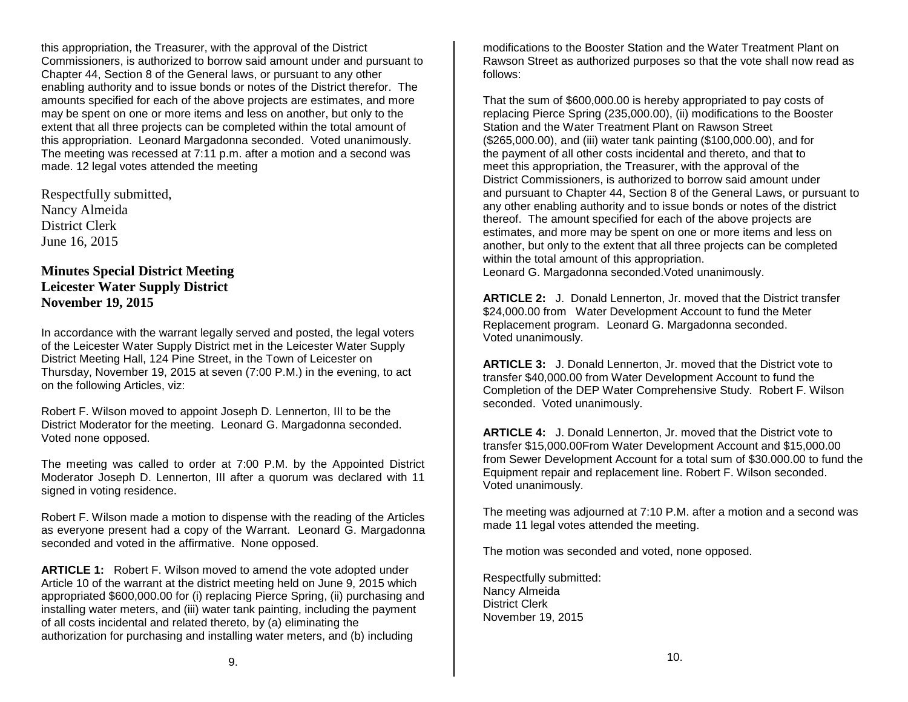this appropriation, the Treasurer, with the approval of the District Commissioners, is authorized to borrow said amount under and pursuant to Chapter 44, Section 8 of the General laws, or pursuant to any other enabling authority and to issue bonds or notes of the District therefor. The amounts specified for each of the above projects are estimates, and more may be spent on one or more items and less on another, but only to the extent that all three projects can be completed within the total amount of this appropriation. Leonard Margadonna seconded. Voted unanimously. The meeting was recessed at 7:11 p.m. after a motion and a second was made. 12 legal votes attended the meeting

Respectfully submitted,
Nancy Almeida
District Clerk
June 16, 2015

## Minutes Special District Meeting
## Leicester Water Supply District
## November 19, 2015

In accordance with the warrant legally served and posted, the legal voters of the Leicester Water Supply District met in the Leicester Water Supply District Meeting Hall, 124 Pine Street, in the Town of Leicester on Thursday, November 19, 2015 at seven (7:00 P.M.) in the evening, to act on the following Articles, viz:

Robert F. Wilson moved to appoint Joseph D. Lennerton, III to be the District Moderator for the meeting. Leonard G. Margadonna seconded. Voted none opposed.

The meeting was called to order at 7:00 P.M. by the Appointed District Moderator Joseph D. Lennerton, III after a quorum was declared with 11 signed in voting residence.

Robert F. Wilson made a motion to dispense with the reading of the Articles as everyone present had a copy of the Warrant. Leonard G. Margadonna seconded and voted in the affirmative. None opposed.

**ARTICLE 1:** Robert F. Wilson moved to amend the vote adopted under Article 10 of the warrant at the district meeting held on June 9, 2015 which appropriated $600,000.00 for (i) replacing Pierce Spring, (ii) purchasing and installing water meters, and (iii) water tank painting, including the payment of all costs incidental and related thereto, by (a) eliminating the authorization for purchasing and installing water meters, and (b) including modifications to the Booster Station and the Water Treatment Plant on Rawson Street as authorized purposes so that the vote shall now read as follows:

That the sum of $600,000.00 is hereby appropriated to pay costs of replacing Pierce Spring (235,000.00), (ii) modifications to the Booster Station and the Water Treatment Plant on Rawson Street ($265,000.00), and (iii) water tank painting ($100,000.00), and for the payment of all other costs incidental and thereto, and that to meet this appropriation, the Treasurer, with the approval of the District Commissioners, is authorized to borrow said amount under and pursuant to Chapter 44, Section 8 of the General Laws, or pursuant to any other enabling authority and to issue bonds or notes of the district thereof. The amount specified for each of the above projects are estimates, and more may be spent on one or more items and less on another, but only to the extent that all three projects can be completed within the total amount of this appropriation.
Leonard G. Margadonna seconded.Voted unanimously.

**ARTICLE 2:** J. Donald Lennerton, Jr. moved that the District transfer $24,000.00 from Water Development Account to fund the Meter Replacement program. Leonard G. Margadonna seconded. Voted unanimously.

**ARTICLE 3:** J. Donald Lennerton, Jr. moved that the District vote to transfer $40,000.00 from Water Development Account to fund the Completion of the DEP Water Comprehensive Study. Robert F. Wilson seconded. Voted unanimously.

**ARTICLE 4:** J. Donald Lennerton, Jr. moved that the District vote to transfer $15,000.00From Water Development Account and $15,000.00 from Sewer Development Account for a total sum of $30.000.00 to fund the Equipment repair and replacement line. Robert F. Wilson seconded. Voted unanimously.

The meeting was adjourned at 7:10 P.M. after a motion and a second was made 11 legal votes attended the meeting.

The motion was seconded and voted, none opposed.

Respectfully submitted:
Nancy Almeida
District Clerk
November 19, 2015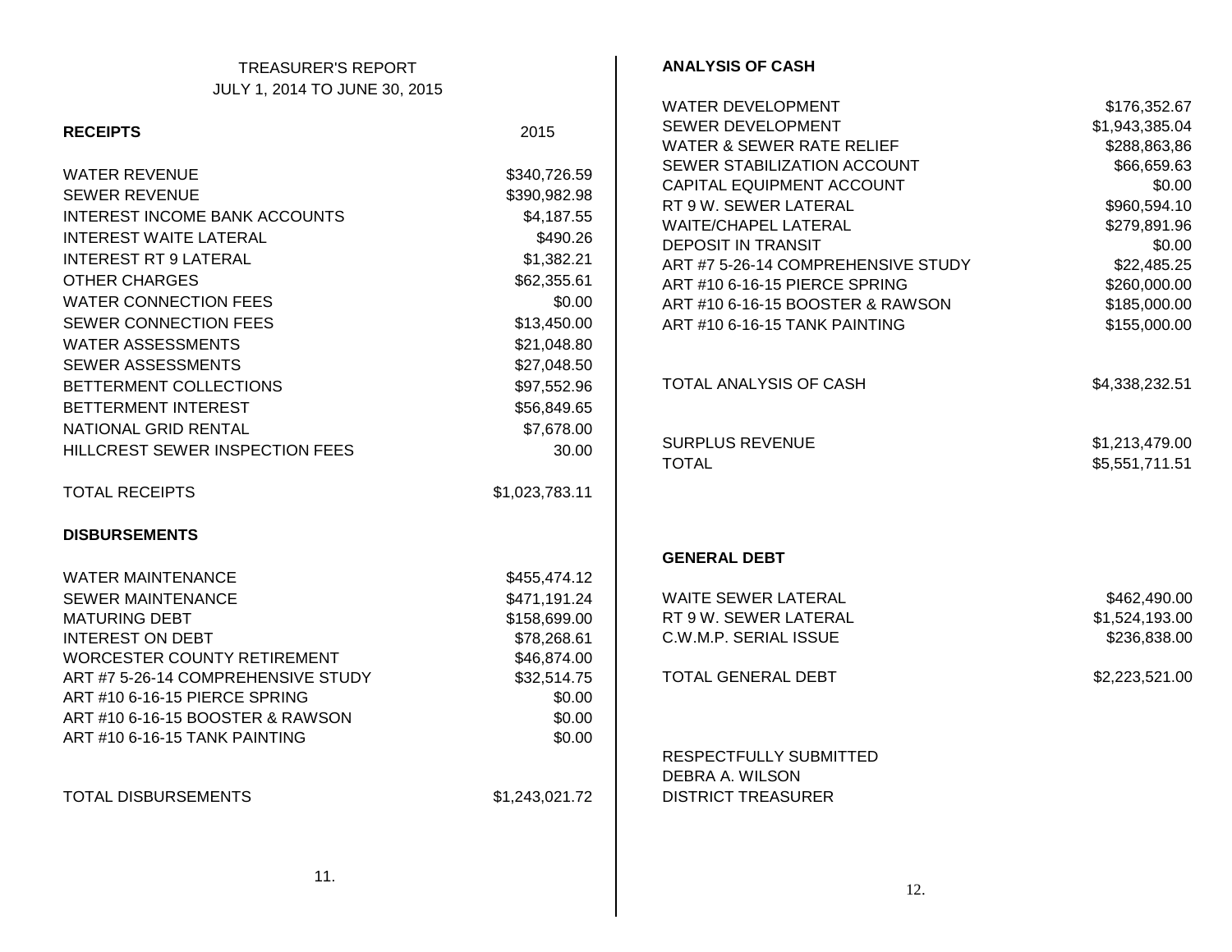# TREASURER'S REPORT

## JULY 1, 2014 TO JUNE 30, 2015

| **RECEIPTS** | 2015 |
|---|---|
| WATER REVENUE | $340,726.59 |
| SEWER REVENUE | $390,982.98 |
| INTEREST INCOME BANK ACCOUNTS | $4,187.55 |
| INTEREST WAITE LATERAL | $490.26 |
| INTEREST RT 9 LATERAL | $1,382.21 |
| OTHER CHARGES | $62,355.61 |
| WATER CONNECTION FEES | $0.00 |
| SEWER CONNECTION FEES | $13,450.00 |
| WATER ASSESSMENTS | $21,048.80 |
| SEWER ASSESSMENTS | $27,048.50 |
| BETTERMENT COLLECTIONS | $97,552.96 |
| BETTERMENT INTEREST | $56,849.65 |
| NATIONAL GRID RENTAL | $7,678.00 |
| HILLCREST SEWER INSPECTION FEES | 30.00 |
| TOTAL RECEIPTS | $1,023,783.11 |

| **DISBURSEMENTS** | |
|---|---|
| WATER MAINTENANCE | $455,474.12 |
| SEWER MAINTENANCE | $471,191.24 |
| MATURING DEBT | $158,699.00 |
| INTEREST ON DEBT | $78,268.61 |
| WORCESTER COUNTY RETIREMENT | $46,874.00 |
| ART #7 5-26-14 COMPREHENSIVE STUDY | $32,514.75 |
| ART #10 6-16-15 PIERCE SPRING | $0.00 |
| ART #10 6-16-15 BOOSTER & RAWSON | $0.00 |
| ART #10 6-16-15 TANK PAINTING | $0.00 |
| TOTAL DISBURSEMENTS | $1,243,021.72 |

### ANALYSIS OF CASH

| | |
|---|---|
| WATER DEVELOPMENT | $176,352.67 |
| SEWER DEVELOPMENT | $1,943,385.04 |
| WATER & SEWER RATE RELIEF | $288,863,86 |
| SEWER STABILIZATION ACCOUNT | $66,659.63 |
| CAPITAL EQUIPMENT ACCOUNT | $0.00 |
| RT 9 W. SEWER LATERAL | $960,594.10 |
| WAITE/CHAPEL LATERAL | $279,891.96 |
| DEPOSIT IN TRANSIT | $0.00 |
| ART #7 5-26-14 COMPREHENSIVE STUDY | $22,485.25 |
| ART #10 6-16-15 PIERCE SPRING | $260,000.00 |
| ART #10 6-16-15 BOOSTER & RAWSON | $185,000.00 |
| ART #10 6-16-15 TANK PAINTING | $155,000.00 |
| TOTAL ANALYSIS OF CASH | $4,338,232.51 |
| SURPLUS REVENUE | $1,213,479.00 |
| TOTAL | $5,551,711.51 |

### GENERAL DEBT

| | |
|---|---|
| WAITE SEWER LATERAL | $462,490.00 |
| RT 9 W. SEWER LATERAL | $1,524,193.00 |
| C.W.M.P. SERIAL ISSUE | $236,838.00 |
| TOTAL GENERAL DEBT | $2,223,521.00 |

RESPECTFULLY SUBMITTED
DEBRA A. WILSON
DISTRICT TREASURER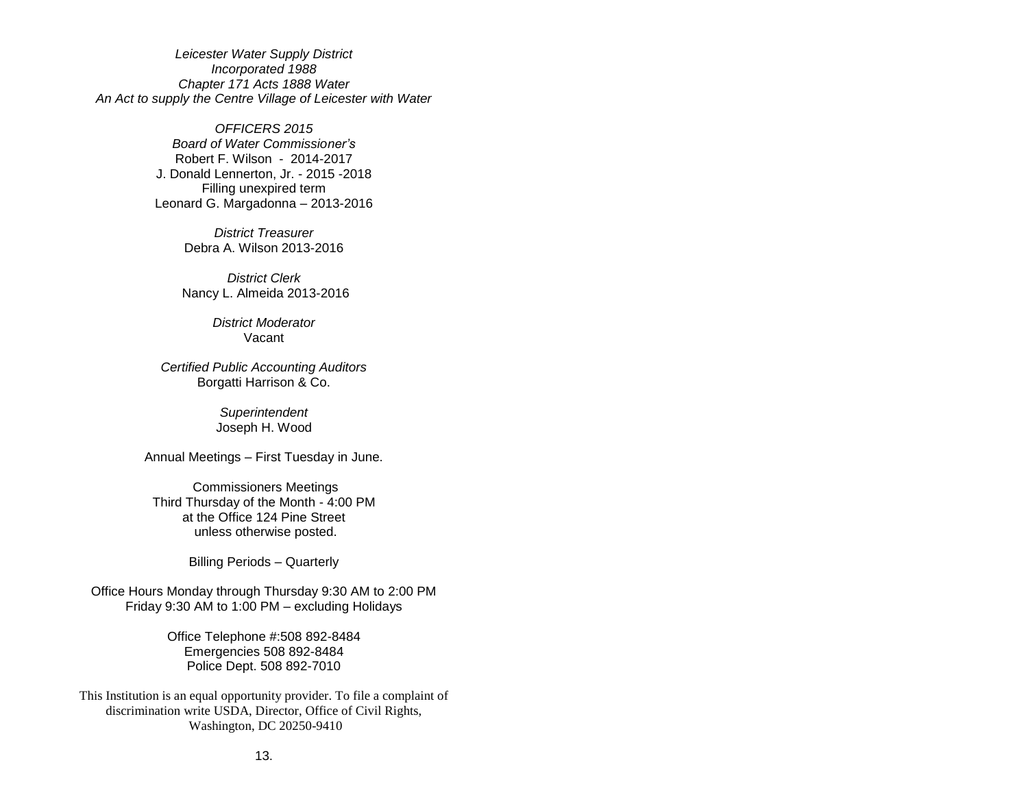*Leicester Water Supply District*
*Incorporated 1988*
*Chapter 171 Acts 1888 Water*
*An Act to supply the Centre Village of Leicester with Water*

*OFFICERS 2015*
*Board of Water Commissioner's*
Robert F. Wilson - 2014-2017
J. Donald Lennerton, Jr. - 2015 -2018
Filling unexpired term
Leonard G. Margadonna – 2013-2016

*District Treasurer*
Debra A. Wilson 2013-2016

*District Clerk*
Nancy L. Almeida 2013-2016

*District Moderator*
Vacant

*Certified Public Accounting Auditors*
Borgatti Harrison & Co.

*Superintendent*
Joseph H. Wood

Annual Meetings – First Tuesday in June.

Commissioners Meetings
Third Thursday of the Month - 4:00 PM
at the Office 124 Pine Street
unless otherwise posted.

Billing Periods – Quarterly

Office Hours Monday through Thursday 9:30 AM to 2:00 PM
Friday 9:30 AM to 1:00 PM – excluding Holidays

Office Telephone #:508 892-8484
Emergencies 508 892-8484
Police Dept. 508 892-7010

This Institution is an equal opportunity provider. To file a complaint of discrimination write USDA, Director, Office of Civil Rights, Washington, DC 20250-9410